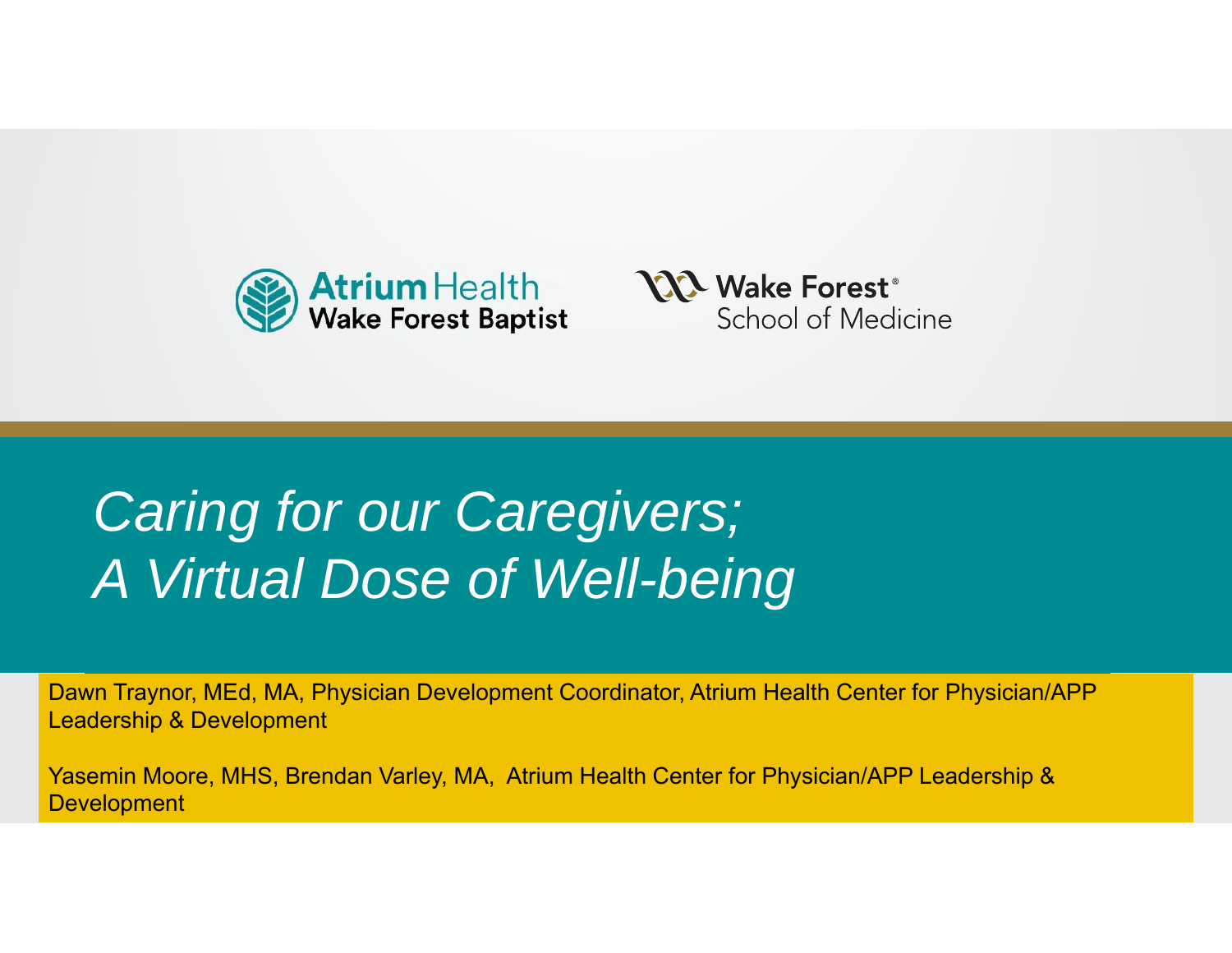Atrium Health Wake Forest Baptist

Wake Forest School of Medicine

# *Caring for our Caregivers; A Virtual Dose of Well-being*

Dawn Traynor, MEd, MA, Physician Development Coordinator, Atrium Health Center for Physician/APP Leadership & Development

Yasemin Moore, MHS, Brendan Varley, MA, Atrium Health Center for Physician/APP Leadership & Development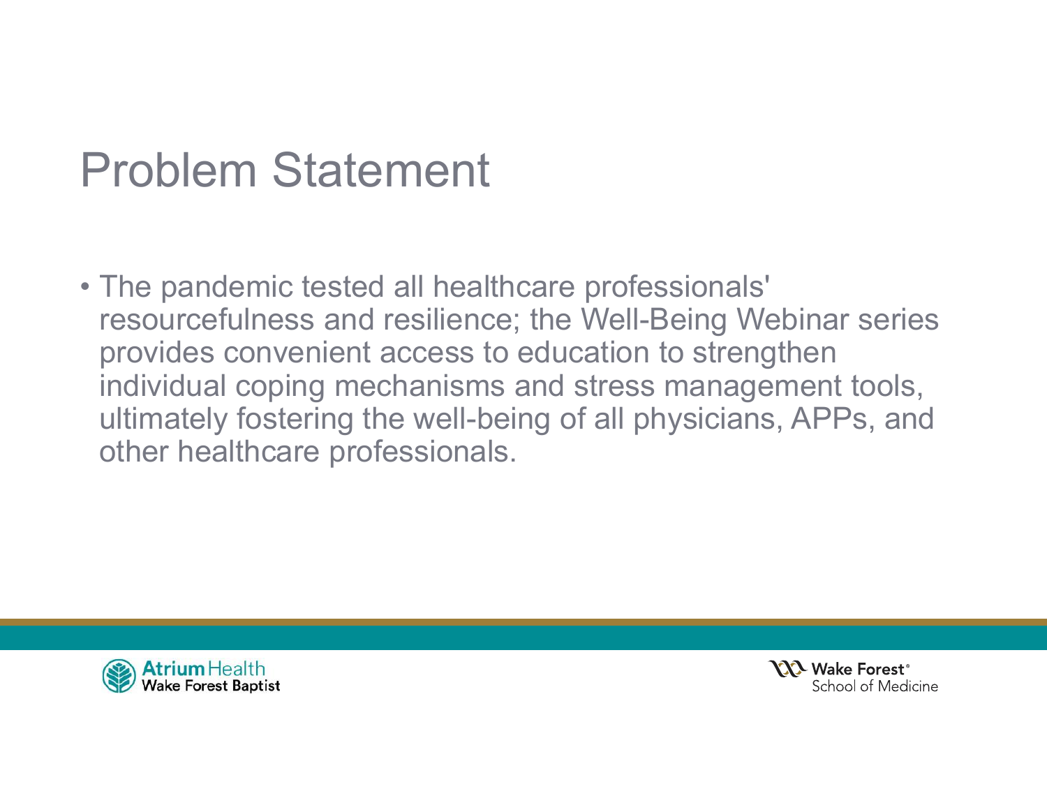# Problem Statement

- The pandemic tested all healthcare professionals' resourcefulness and resilience; the Well-Being Webinar series provides convenient access to education to strengthen individual coping mechanisms and stress management tools, ultimately fostering the well-being of all physicians, APPs, and other healthcare professionals.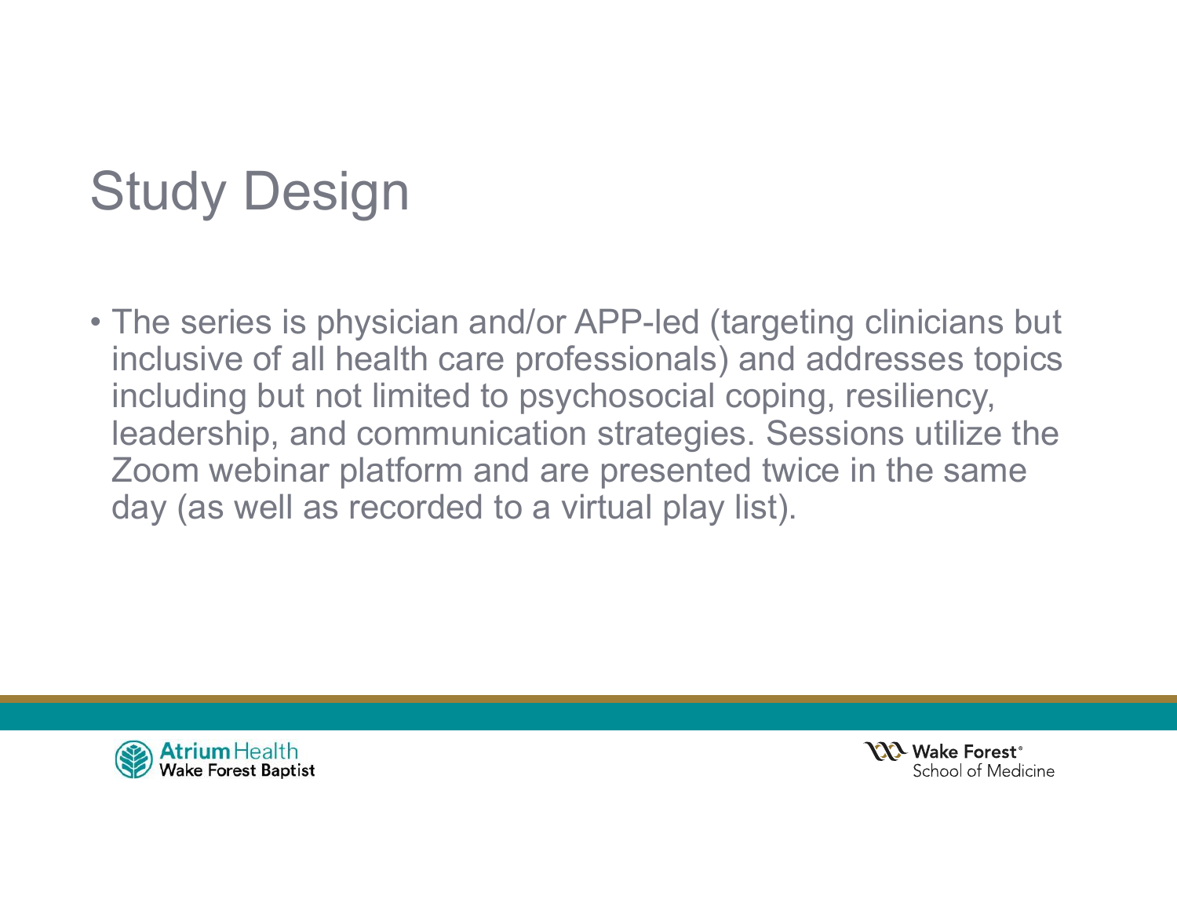# Study Design

- The series is physician and/or APP-led (targeting clinicians but inclusive of all health care professionals) and addresses topics including but not limited to psychosocial coping, resiliency, leadership, and communication strategies. Sessions utilize the Zoom webinar platform and are presented twice in the same day (as well as recorded to a virtual play list).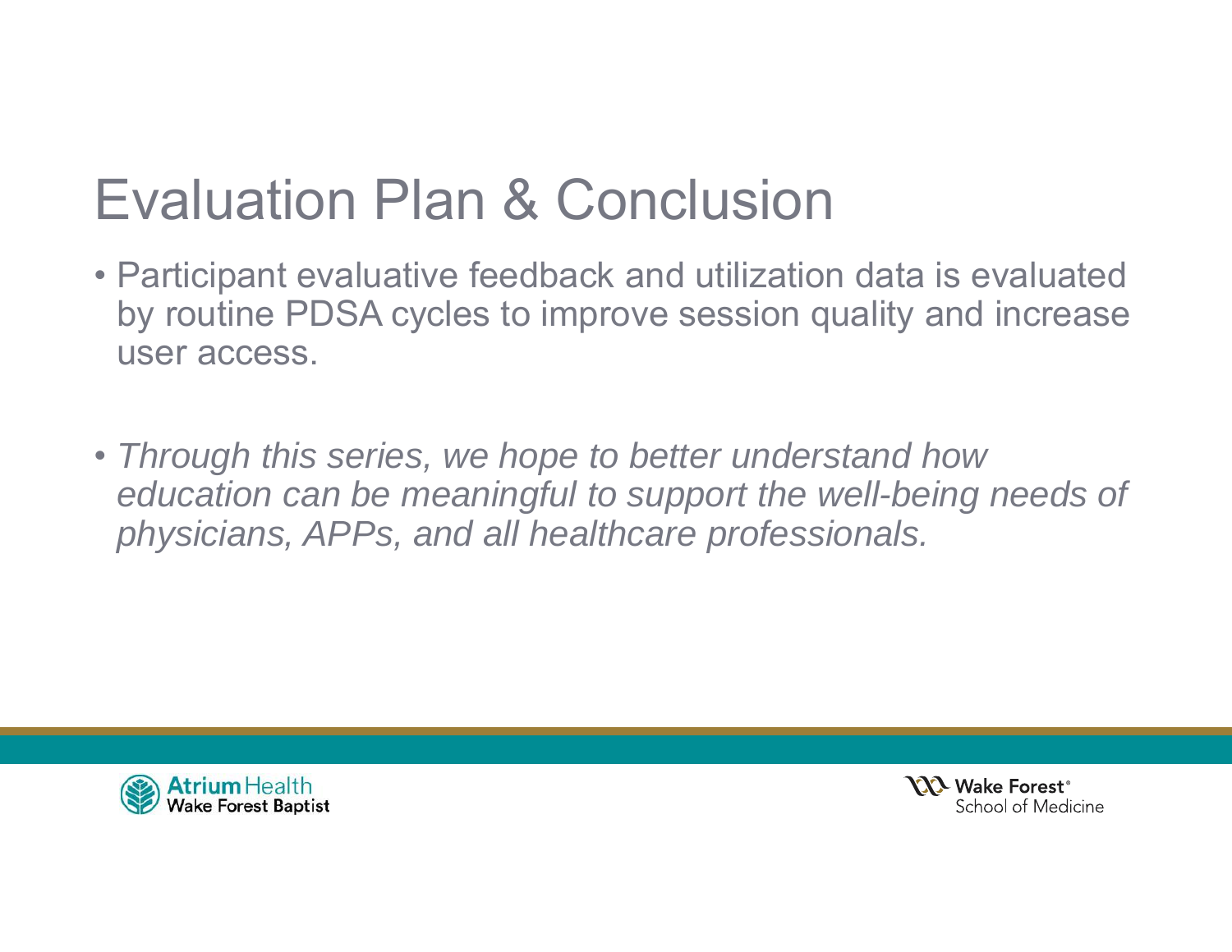# Evaluation Plan & Conclusion

- Participant evaluative feedback and utilization data is evaluated by routine PDSA cycles to improve session quality and increase user access.

- *Through this series, we hope to better understand how education can be meaningful to support the well-being needs of physicians, APPs, and all healthcare professionals.*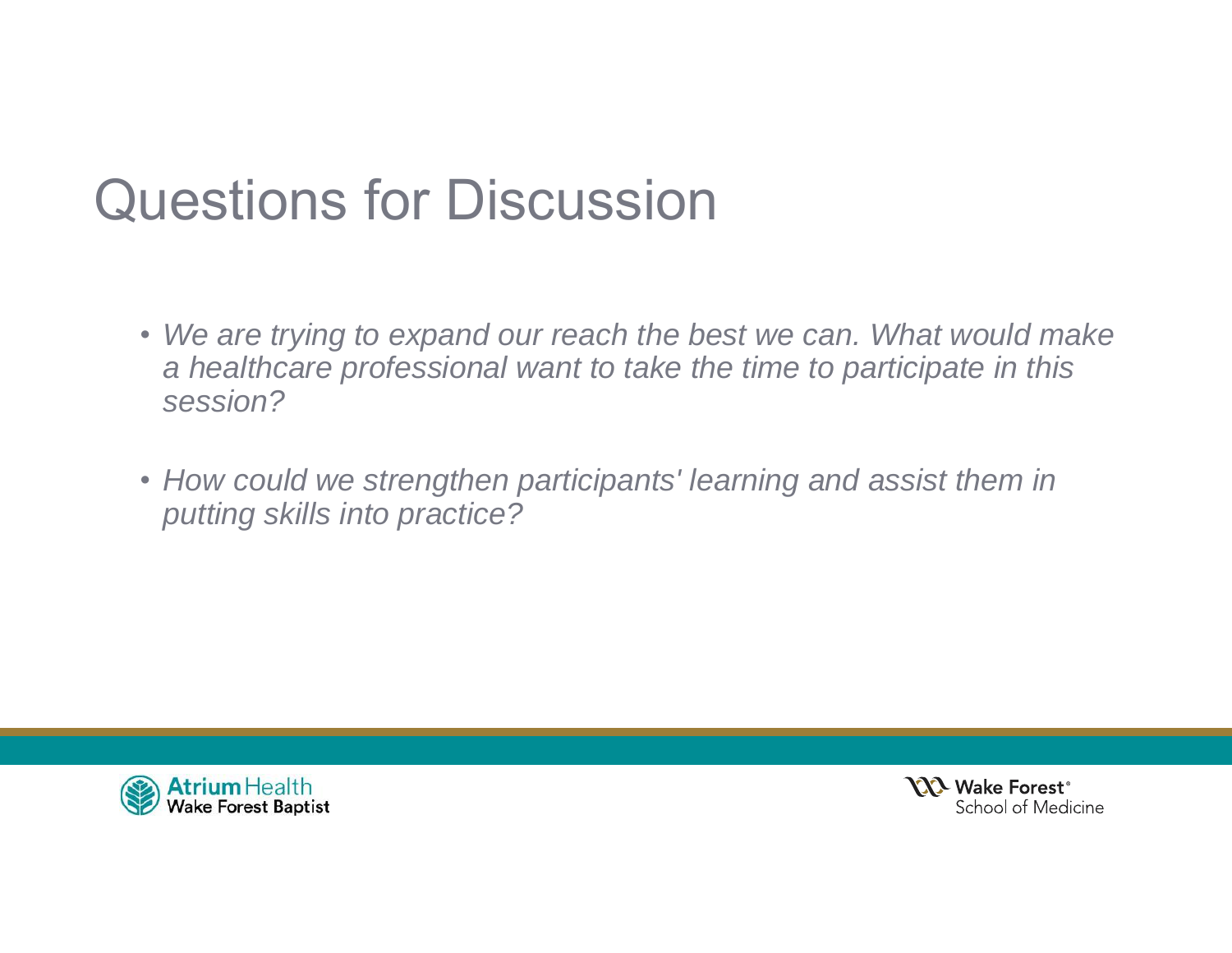# Questions for Discussion

- *We are trying to expand our reach the best we can. What would make a healthcare professional want to take the time to participate in this session?*
- *How could we strengthen participants' learning and assist them in putting skills into practice?*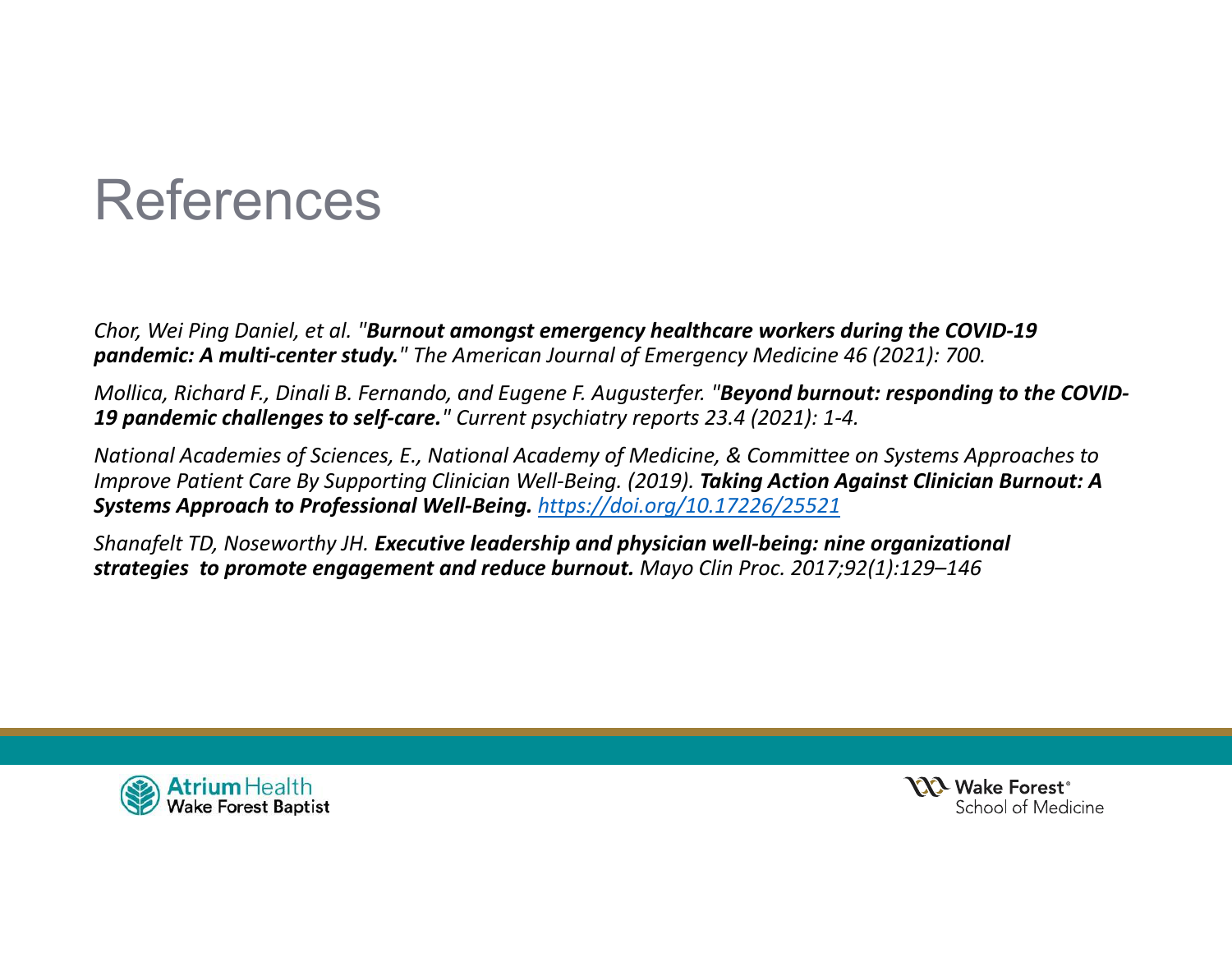# References

*Chor, Wei Ping Daniel, et al. "**Burnout amongst emergency healthcare workers during the COVID-19 pandemic: A multi-center study.**" The American Journal of Emergency Medicine 46 (2021): 700.*

*Mollica, Richard F., Dinali B. Fernando, and Eugene F. Augusterfer. "**Beyond burnout: responding to the COVID-19 pandemic challenges to self-care.**" Current psychiatry reports 23.4 (2021): 1-4.*

*National Academies of Sciences, E., National Academy of Medicine, & Committee on Systems Approaches to Improve Patient Care By Supporting Clinician Well-Being. (2019). **Taking Action Against Clinician Burnout: A Systems Approach to Professional Well-Being.** [https://doi.org/10.17226/25521](https://doi.org/10.17226/25521)*

*Shanafelt TD, Noseworthy JH. **Executive leadership and physician well-being: nine organizational strategies to promote engagement and reduce burnout.** Mayo Clin Proc. 2017;92(1):129–146*

Atrium Health Wake Forest Baptist

Wake Forest® School of Medicine